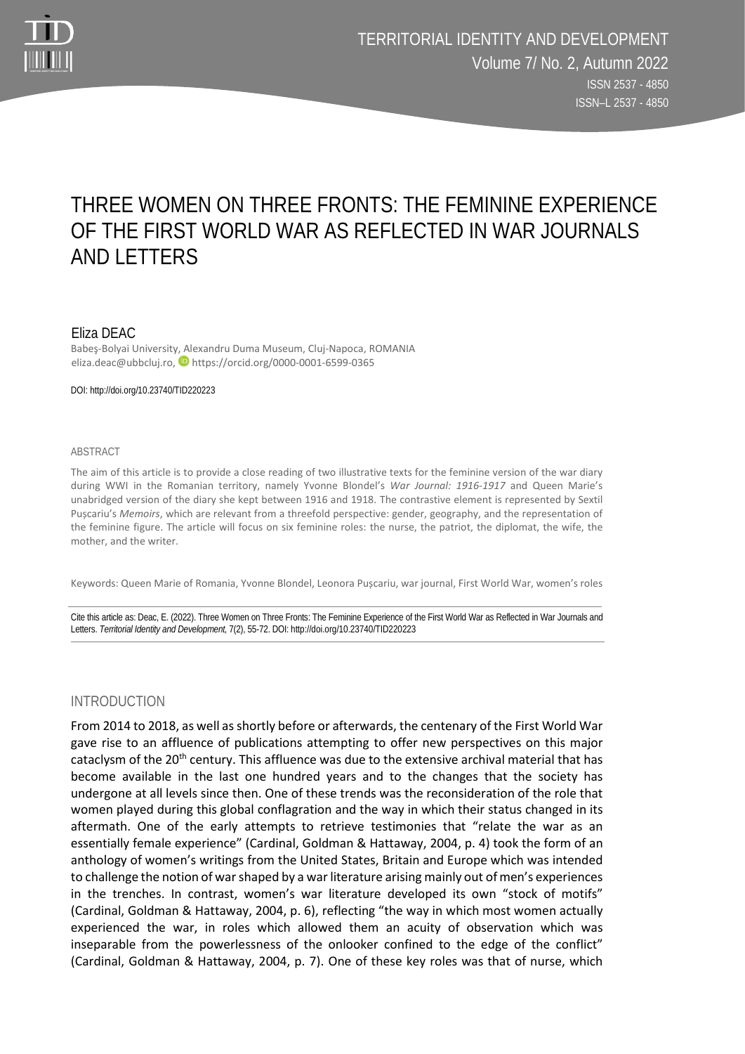# THREE WOMEN ON THREE FRONTS: THE FEMININE EXPERIENCE OF THE FIRST WORLD WAR AS REFLECTED IN WAR JOURNALS AND LETTERS

## Eliza DEAC

Babeş-Bolyai University, Alexandru Duma Museum, Cluj-Napoca, ROMANIA
eliza.deac@ubbcluj.ro, https://orcid.org/0000-0001-6599-0365

DOI: http://doi.org/10.23740/TID220223

### ABSTRACT

The aim of this article is to provide a close reading of two illustrative texts for the feminine version of the war diary during WWI in the Romanian territory, namely Yvonne Blondel's *War Journal: 1916-1917* and Queen Marie's unabridged version of the diary she kept between 1916 and 1918. The contrastive element is represented by Sextil Pușcariu's *Memoirs*, which are relevant from a threefold perspective: gender, geography, and the representation of the feminine figure. The article will focus on six feminine roles: the nurse, the patriot, the diplomat, the wife, the mother, and the writer.

Keywords: Queen Marie of Romania, Yvonne Blondel, Leonora Pușcariu, war journal, First World War, women's roles

Cite this article as: Deac, E. (2022). Three Women on Three Fronts: The Feminine Experience of the First World War as Reflected in War Journals and Letters. *Territorial Identity and Development*, 7(2), 55-72. DOI: http://doi.org/10.23740/TID220223

## INTRODUCTION

From 2014 to 2018, as well as shortly before or afterwards, the centenary of the First World War gave rise to an affluence of publications attempting to offer new perspectives on this major cataclysm of the 20th century. This affluence was due to the extensive archival material that has become available in the last one hundred years and to the changes that the society has undergone at all levels since then. One of these trends was the reconsideration of the role that women played during this global conflagration and the way in which their status changed in its aftermath. One of the early attempts to retrieve testimonies that "relate the war as an essentially female experience" (Cardinal, Goldman & Hattaway, 2004, p. 4) took the form of an anthology of women's writings from the United States, Britain and Europe which was intended to challenge the notion of war shaped by a war literature arising mainly out of men's experiences in the trenches. In contrast, women's war literature developed its own "stock of motifs" (Cardinal, Goldman & Hattaway, 2004, p. 6), reflecting "the way in which most women actually experienced the war, in roles which allowed them an acuity of observation which was inseparable from the powerlessness of the onlooker confined to the edge of the conflict" (Cardinal, Goldman & Hattaway, 2004, p. 7). One of these key roles was that of nurse, which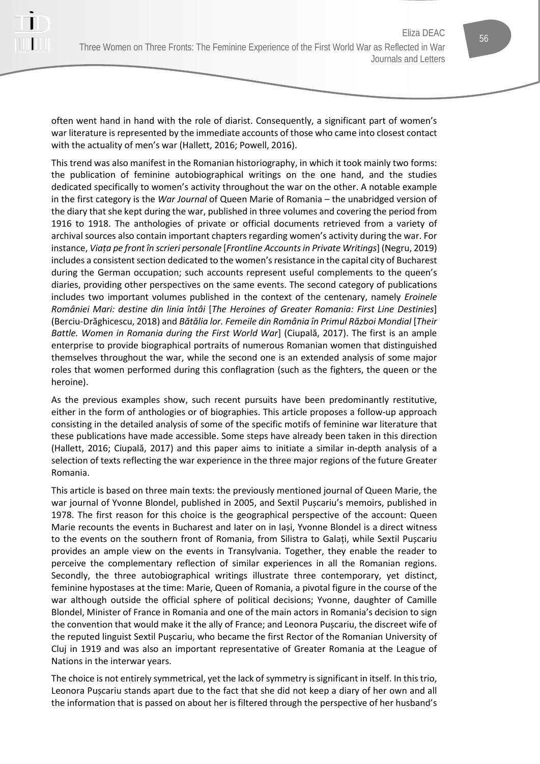often went hand in hand with the role of diarist. Consequently, a significant part of women's war literature is represented by the immediate accounts of those who came into closest contact with the actuality of men's war (Hallett, 2016; Powell, 2016).

This trend was also manifest in the Romanian historiography, in which it took mainly two forms: the publication of feminine autobiographical writings on the one hand, and the studies dedicated specifically to women's activity throughout the war on the other. A notable example in the first category is the *War Journal* of Queen Marie of Romania – the unabridged version of the diary that she kept during the war, published in three volumes and covering the period from 1916 to 1918. The anthologies of private or official documents retrieved from a variety of archival sources also contain important chapters regarding women's activity during the war. For instance, *Viața pe front în scrieri personale* [*Frontline Accounts in Private Writings*] (Negru, 2019) includes a consistent section dedicated to the women's resistance in the capital city of Bucharest during the German occupation; such accounts represent useful complements to the queen's diaries, providing other perspectives on the same events. The second category of publications includes two important volumes published in the context of the centenary, namely *Eroinele României Mari: destine din linia întâi* [*The Heroines of Greater Romania: First Line Destinies*] (Berciu-Drăghicescu, 2018) and *Bătălia lor. Femeile din România în Primul Război Mondial* [*Their Battle. Women in Romania during the First World War*] (Ciupală, 2017). The first is an ample enterprise to provide biographical portraits of numerous Romanian women that distinguished themselves throughout the war, while the second one is an extended analysis of some major roles that women performed during this conflagration (such as the fighters, the queen or the heroine).

As the previous examples show, such recent pursuits have been predominantly restitutive, either in the form of anthologies or of biographies. This article proposes a follow-up approach consisting in the detailed analysis of some of the specific motifs of feminine war literature that these publications have made accessible. Some steps have already been taken in this direction (Hallett, 2016; Ciupală, 2017) and this paper aims to initiate a similar in-depth analysis of a selection of texts reflecting the war experience in the three major regions of the future Greater Romania.

This article is based on three main texts: the previously mentioned journal of Queen Marie, the war journal of Yvonne Blondel, published in 2005, and Sextil Pușcariu's memoirs, published in 1978. The first reason for this choice is the geographical perspective of the account: Queen Marie recounts the events in Bucharest and later on in Iași, Yvonne Blondel is a direct witness to the events on the southern front of Romania, from Silistra to Galați, while Sextil Pușcariu provides an ample view on the events in Transylvania. Together, they enable the reader to perceive the complementary reflection of similar experiences in all the Romanian regions. Secondly, the three autobiographical writings illustrate three contemporary, yet distinct, feminine hypostases at the time: Marie, Queen of Romania, a pivotal figure in the course of the war although outside the official sphere of political decisions; Yvonne, daughter of Camille Blondel, Minister of France in Romania and one of the main actors in Romania's decision to sign the convention that would make it the ally of France; and Leonora Pușcariu, the discreet wife of the reputed linguist Sextil Pușcariu, who became the first Rector of the Romanian University of Cluj in 1919 and was also an important representative of Greater Romania at the League of Nations in the interwar years.

The choice is not entirely symmetrical, yet the lack of symmetry is significant in itself. In this trio, Leonora Pușcariu stands apart due to the fact that she did not keep a diary of her own and all the information that is passed on about her is filtered through the perspective of her husband's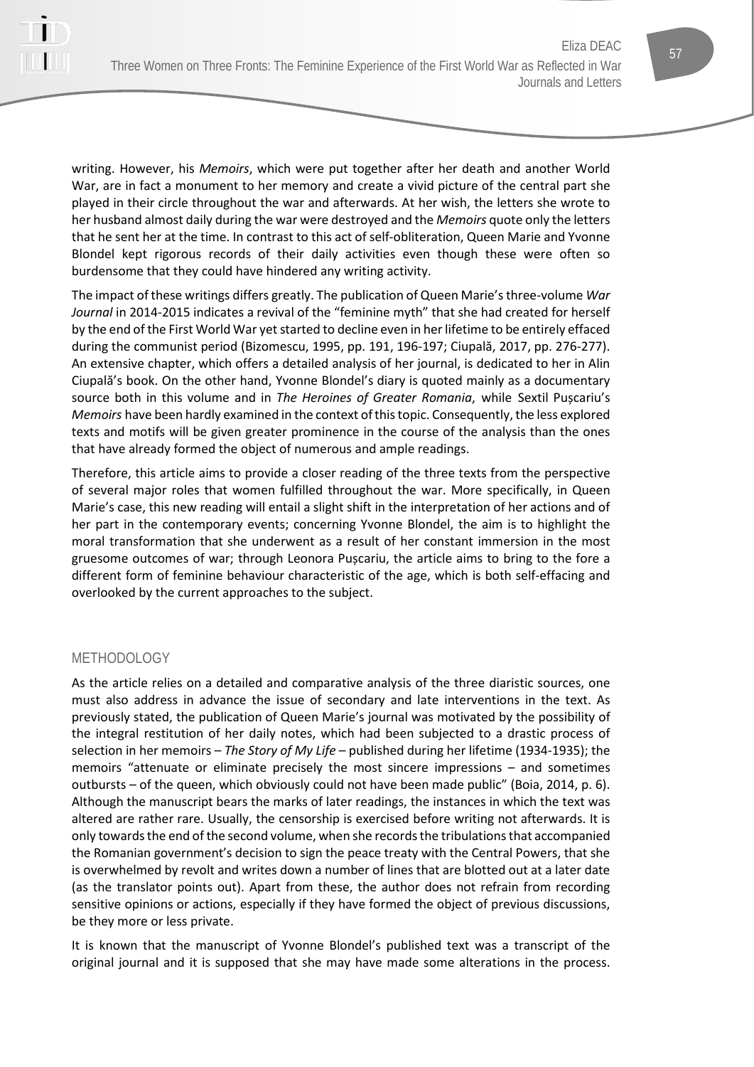writing. However, his *Memoirs*, which were put together after her death and another World War, are in fact a monument to her memory and create a vivid picture of the central part she played in their circle throughout the war and afterwards. At her wish, the letters she wrote to her husband almost daily during the war were destroyed and the *Memoirs* quote only the letters that he sent her at the time. In contrast to this act of self-obliteration, Queen Marie and Yvonne Blondel kept rigorous records of their daily activities even though these were often so burdensome that they could have hindered any writing activity.

The impact of these writings differs greatly. The publication of Queen Marie's three-volume *War Journal* in 2014-2015 indicates a revival of the "feminine myth" that she had created for herself by the end of the First World War yet started to decline even in her lifetime to be entirely effaced during the communist period (Bizomescu, 1995, pp. 191, 196-197; Ciupală, 2017, pp. 276-277). An extensive chapter, which offers a detailed analysis of her journal, is dedicated to her in Alin Ciupală's book. On the other hand, Yvonne Blondel's diary is quoted mainly as a documentary source both in this volume and in *The Heroines of Greater Romania*, while Sextil Pușcariu's *Memoirs* have been hardly examined in the context of this topic. Consequently, the less explored texts and motifs will be given greater prominence in the course of the analysis than the ones that have already formed the object of numerous and ample readings.

Therefore, this article aims to provide a closer reading of the three texts from the perspective of several major roles that women fulfilled throughout the war. More specifically, in Queen Marie's case, this new reading will entail a slight shift in the interpretation of her actions and of her part in the contemporary events; concerning Yvonne Blondel, the aim is to highlight the moral transformation that she underwent as a result of her constant immersion in the most gruesome outcomes of war; through Leonora Pușcariu, the article aims to bring to the fore a different form of feminine behaviour characteristic of the age, which is both self-effacing and overlooked by the current approaches to the subject.

## METHODOLOGY

As the article relies on a detailed and comparative analysis of the three diaristic sources, one must also address in advance the issue of secondary and late interventions in the text. As previously stated, the publication of Queen Marie's journal was motivated by the possibility of the integral restitution of her daily notes, which had been subjected to a drastic process of selection in her memoirs – *The Story of My Life* – published during her lifetime (1934-1935); the memoirs "attenuate or eliminate precisely the most sincere impressions – and sometimes outbursts – of the queen, which obviously could not have been made public" (Boia, 2014, p. 6). Although the manuscript bears the marks of later readings, the instances in which the text was altered are rather rare. Usually, the censorship is exercised before writing not afterwards. It is only towards the end of the second volume, when she records the tribulations that accompanied the Romanian government's decision to sign the peace treaty with the Central Powers, that she is overwhelmed by revolt and writes down a number of lines that are blotted out at a later date (as the translator points out). Apart from these, the author does not refrain from recording sensitive opinions or actions, especially if they have formed the object of previous discussions, be they more or less private.

It is known that the manuscript of Yvonne Blondel's published text was a transcript of the original journal and it is supposed that she may have made some alterations in the process.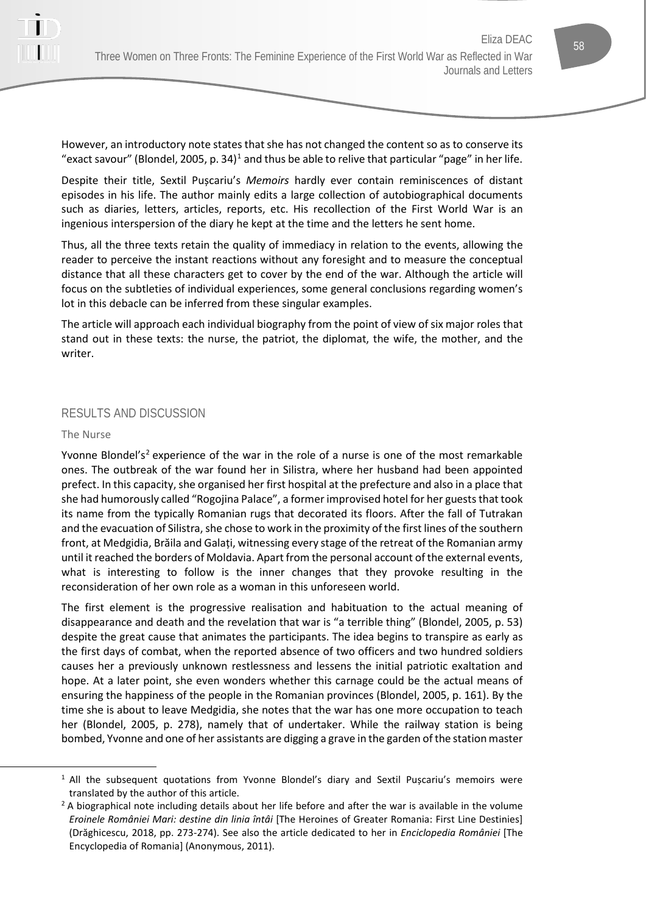However, an introductory note states that she has not changed the content so as to conserve its "exact savour" (Blondel, 2005, p. 34)[1] and thus be able to relive that particular "page" in her life.

Despite their title, Sextil Pușcariu's *Memoirs* hardly ever contain reminiscences of distant episodes in his life. The author mainly edits a large collection of autobiographical documents such as diaries, letters, articles, reports, etc. His recollection of the First World War is an ingenious interspersion of the diary he kept at the time and the letters he sent home.

Thus, all the three texts retain the quality of immediacy in relation to the events, allowing the reader to perceive the instant reactions without any foresight and to measure the conceptual distance that all these characters get to cover by the end of the war. Although the article will focus on the subtleties of individual experiences, some general conclusions regarding women's lot in this debacle can be inferred from these singular examples.

The article will approach each individual biography from the point of view of six major roles that stand out in these texts: the nurse, the patriot, the diplomat, the wife, the mother, and the writer.

## RESULTS AND DISCUSSION

### The Nurse

Yvonne Blondel's[2] experience of the war in the role of a nurse is one of the most remarkable ones. The outbreak of the war found her in Silistra, where her husband had been appointed prefect. In this capacity, she organised her first hospital at the prefecture and also in a place that she had humorously called "Rogojina Palace", a former improvised hotel for her guests that took its name from the typically Romanian rugs that decorated its floors. After the fall of Tutrakan and the evacuation of Silistra, she chose to work in the proximity of the first lines of the southern front, at Medgidia, Brăila and Galați, witnessing every stage of the retreat of the Romanian army until it reached the borders of Moldavia. Apart from the personal account of the external events, what is interesting to follow is the inner changes that they provoke resulting in the reconsideration of her own role as a woman in this unforeseen world.

The first element is the progressive realisation and habituation to the actual meaning of disappearance and death and the revelation that war is "a terrible thing" (Blondel, 2005, p. 53) despite the great cause that animates the participants. The idea begins to transpire as early as the first days of combat, when the reported absence of two officers and two hundred soldiers causes her a previously unknown restlessness and lessens the initial patriotic exaltation and hope. At a later point, she even wonders whether this carnage could be the actual means of ensuring the happiness of the people in the Romanian provinces (Blondel, 2005, p. 161). By the time she is about to leave Medgidia, she notes that the war has one more occupation to teach her (Blondel, 2005, p. 278), namely that of undertaker. While the railway station is being bombed, Yvonne and one of her assistants are digging a grave in the garden of the station master

---

[1] All the subsequent quotations from Yvonne Blondel's diary and Sextil Pușcariu's memoirs were translated by the author of this article.

[2] A biographical note including details about her life before and after the war is available in the volume *Eroinele României Mari: destine din linia întâi* [The Heroines of Greater Romania: First Line Destinies] (Drăghicescu, 2018, pp. 273-274). See also the article dedicated to her in *Enciclopedia României* [The Encyclopedia of Romania] (Anonymous, 2011).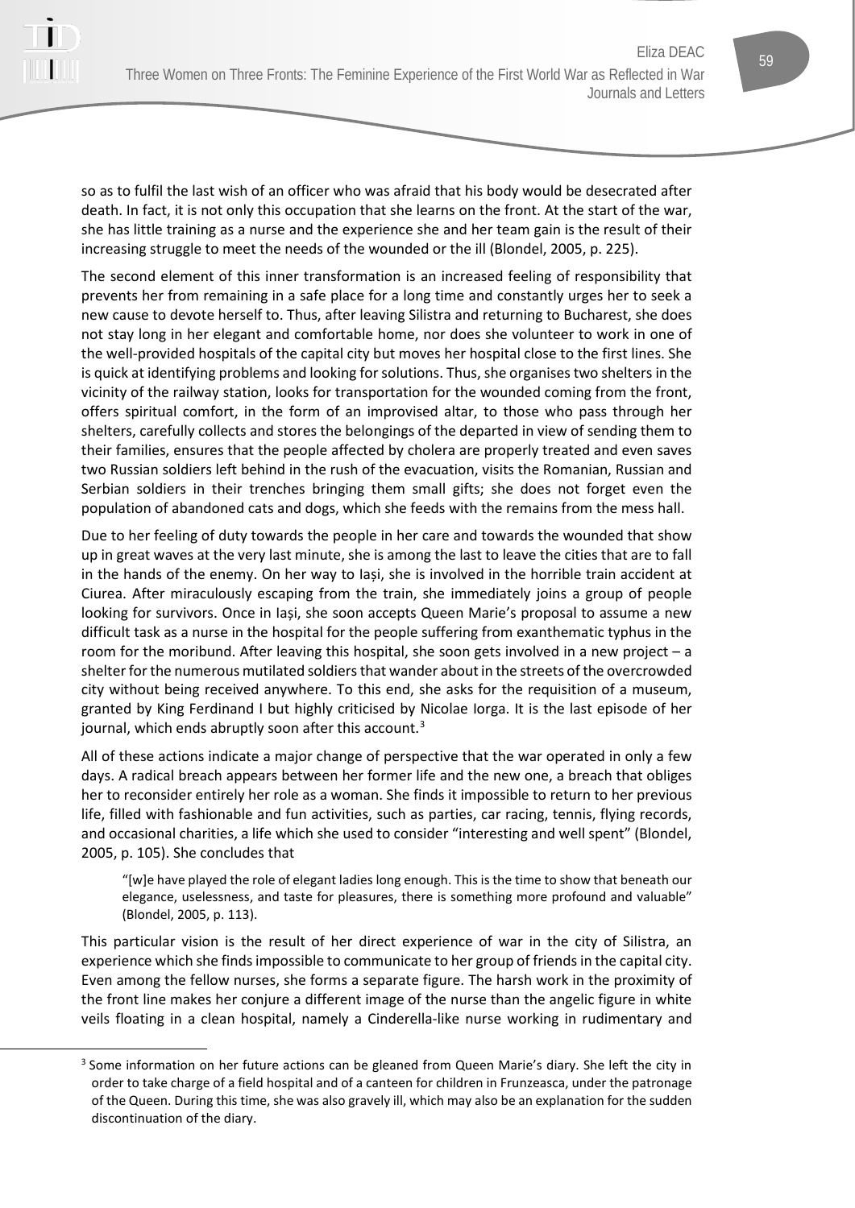so as to fulfil the last wish of an officer who was afraid that his body would be desecrated after death. In fact, it is not only this occupation that she learns on the front. At the start of the war, she has little training as a nurse and the experience she and her team gain is the result of their increasing struggle to meet the needs of the wounded or the ill (Blondel, 2005, p. 225).

The second element of this inner transformation is an increased feeling of responsibility that prevents her from remaining in a safe place for a long time and constantly urges her to seek a new cause to devote herself to. Thus, after leaving Silistra and returning to Bucharest, she does not stay long in her elegant and comfortable home, nor does she volunteer to work in one of the well-provided hospitals of the capital city but moves her hospital close to the first lines. She is quick at identifying problems and looking for solutions. Thus, she organises two shelters in the vicinity of the railway station, looks for transportation for the wounded coming from the front, offers spiritual comfort, in the form of an improvised altar, to those who pass through her shelters, carefully collects and stores the belongings of the departed in view of sending them to their families, ensures that the people affected by cholera are properly treated and even saves two Russian soldiers left behind in the rush of the evacuation, visits the Romanian, Russian and Serbian soldiers in their trenches bringing them small gifts; she does not forget even the population of abandoned cats and dogs, which she feeds with the remains from the mess hall.

Due to her feeling of duty towards the people in her care and towards the wounded that show up in great waves at the very last minute, she is among the last to leave the cities that are to fall in the hands of the enemy. On her way to Iași, she is involved in the horrible train accident at Ciurea. After miraculously escaping from the train, she immediately joins a group of people looking for survivors. Once in Iași, she soon accepts Queen Marie's proposal to assume a new difficult task as a nurse in the hospital for the people suffering from exanthematic typhus in the room for the moribund. After leaving this hospital, she soon gets involved in a new project – a shelter for the numerous mutilated soldiers that wander about in the streets of the overcrowded city without being received anywhere. To this end, she asks for the requisition of a museum, granted by King Ferdinand I but highly criticised by Nicolae Iorga. It is the last episode of her journal, which ends abruptly soon after this account.[3]

All of these actions indicate a major change of perspective that the war operated in only a few days. A radical breach appears between her former life and the new one, a breach that obliges her to reconsider entirely her role as a woman. She finds it impossible to return to her previous life, filled with fashionable and fun activities, such as parties, car racing, tennis, flying records, and occasional charities, a life which she used to consider "interesting and well spent" (Blondel, 2005, p. 105). She concludes that

> "[w]e have played the role of elegant ladies long enough. This is the time to show that beneath our elegance, uselessness, and taste for pleasures, there is something more profound and valuable" (Blondel, 2005, p. 113).

This particular vision is the result of her direct experience of war in the city of Silistra, an experience which she finds impossible to communicate to her group of friends in the capital city. Even among the fellow nurses, she forms a separate figure. The harsh work in the proximity of the front line makes her conjure a different image of the nurse than the angelic figure in white veils floating in a clean hospital, namely a Cinderella-like nurse working in rudimentary and

---

[3] Some information on her future actions can be gleaned from Queen Marie's diary. She left the city in order to take charge of a field hospital and of a canteen for children in Frunzeasca, under the patronage of the Queen. During this time, she was also gravely ill, which may also be an explanation for the sudden discontinuation of the diary.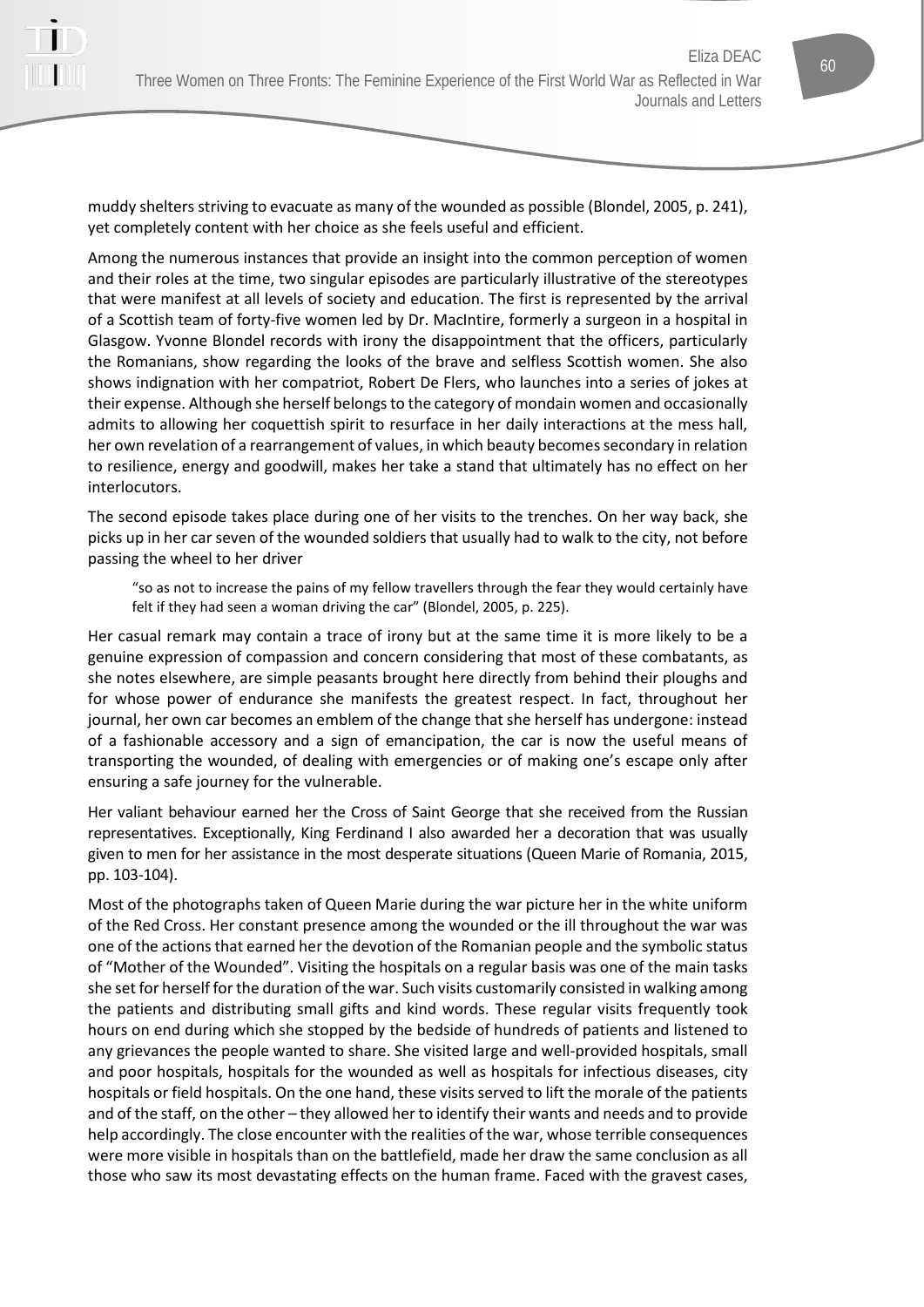muddy shelters striving to evacuate as many of the wounded as possible (Blondel, 2005, p. 241), yet completely content with her choice as she feels useful and efficient.

Among the numerous instances that provide an insight into the common perception of women and their roles at the time, two singular episodes are particularly illustrative of the stereotypes that were manifest at all levels of society and education. The first is represented by the arrival of a Scottish team of forty-five women led by Dr. MacIntire, formerly a surgeon in a hospital in Glasgow. Yvonne Blondel records with irony the disappointment that the officers, particularly the Romanians, show regarding the looks of the brave and selfless Scottish women. She also shows indignation with her compatriot, Robert De Flers, who launches into a series of jokes at their expense. Although she herself belongs to the category of mondain women and occasionally admits to allowing her coquettish spirit to resurface in her daily interactions at the mess hall, her own revelation of a rearrangement of values, in which beauty becomes secondary in relation to resilience, energy and goodwill, makes her take a stand that ultimately has no effect on her interlocutors.

The second episode takes place during one of her visits to the trenches. On her way back, she picks up in her car seven of the wounded soldiers that usually had to walk to the city, not before passing the wheel to her driver

> "so as not to increase the pains of my fellow travellers through the fear they would certainly have felt if they had seen a woman driving the car" (Blondel, 2005, p. 225).

Her casual remark may contain a trace of irony but at the same time it is more likely to be a genuine expression of compassion and concern considering that most of these combatants, as she notes elsewhere, are simple peasants brought here directly from behind their ploughs and for whose power of endurance she manifests the greatest respect. In fact, throughout her journal, her own car becomes an emblem of the change that she herself has undergone: instead of a fashionable accessory and a sign of emancipation, the car is now the useful means of transporting the wounded, of dealing with emergencies or of making one's escape only after ensuring a safe journey for the vulnerable.

Her valiant behaviour earned her the Cross of Saint George that she received from the Russian representatives. Exceptionally, King Ferdinand I also awarded her a decoration that was usually given to men for her assistance in the most desperate situations (Queen Marie of Romania, 2015, pp. 103-104).

Most of the photographs taken of Queen Marie during the war picture her in the white uniform of the Red Cross. Her constant presence among the wounded or the ill throughout the war was one of the actions that earned her the devotion of the Romanian people and the symbolic status of "Mother of the Wounded". Visiting the hospitals on a regular basis was one of the main tasks she set for herself for the duration of the war. Such visits customarily consisted in walking among the patients and distributing small gifts and kind words. These regular visits frequently took hours on end during which she stopped by the bedside of hundreds of patients and listened to any grievances the people wanted to share. She visited large and well-provided hospitals, small and poor hospitals, hospitals for the wounded as well as hospitals for infectious diseases, city hospitals or field hospitals. On the one hand, these visits served to lift the morale of the patients and of the staff, on the other – they allowed her to identify their wants and needs and to provide help accordingly. The close encounter with the realities of the war, whose terrible consequences were more visible in hospitals than on the battlefield, made her draw the same conclusion as all those who saw its most devastating effects on the human frame. Faced with the gravest cases,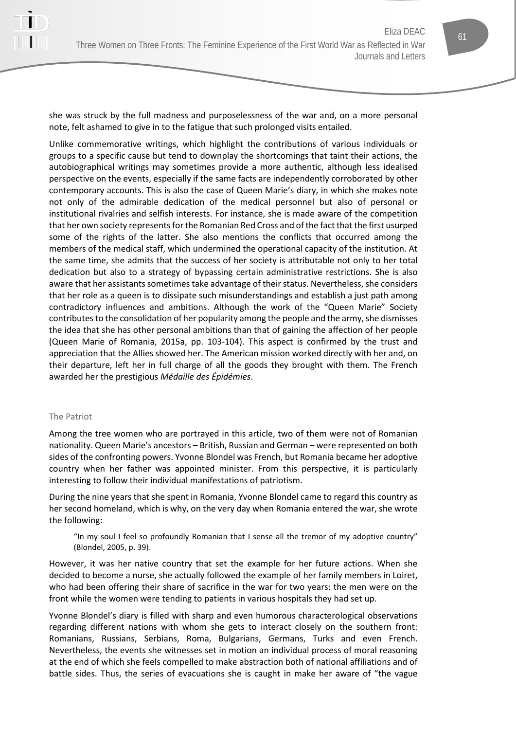she was struck by the full madness and purposelessness of the war and, on a more personal note, felt ashamed to give in to the fatigue that such prolonged visits entailed.

Unlike commemorative writings, which highlight the contributions of various individuals or groups to a specific cause but tend to downplay the shortcomings that taint their actions, the autobiographical writings may sometimes provide a more authentic, although less idealised perspective on the events, especially if the same facts are independently corroborated by other contemporary accounts. This is also the case of Queen Marie's diary, in which she makes note not only of the admirable dedication of the medical personnel but also of personal or institutional rivalries and selfish interests. For instance, she is made aware of the competition that her own society represents for the Romanian Red Cross and of the fact that the first usurped some of the rights of the latter. She also mentions the conflicts that occurred among the members of the medical staff, which undermined the operational capacity of the institution. At the same time, she admits that the success of her society is attributable not only to her total dedication but also to a strategy of bypassing certain administrative restrictions. She is also aware that her assistants sometimes take advantage of their status. Nevertheless, she considers that her role as a queen is to dissipate such misunderstandings and establish a just path among contradictory influences and ambitions. Although the work of the "Queen Marie" Society contributes to the consolidation of her popularity among the people and the army, she dismisses the idea that she has other personal ambitions than that of gaining the affection of her people (Queen Marie of Romania, 2015a, pp. 103-104). This aspect is confirmed by the trust and appreciation that the Allies showed her. The American mission worked directly with her and, on their departure, left her in full charge of all the goods they brought with them. The French awarded her the prestigious *Médaille des Épidémies*.

## The Patriot

Among the tree women who are portrayed in this article, two of them were not of Romanian nationality. Queen Marie's ancestors – British, Russian and German – were represented on both sides of the confronting powers. Yvonne Blondel was French, but Romania became her adoptive country when her father was appointed minister. From this perspective, it is particularly interesting to follow their individual manifestations of patriotism.

During the nine years that she spent in Romania, Yvonne Blondel came to regard this country as her second homeland, which is why, on the very day when Romania entered the war, she wrote the following:

> "In my soul I feel so profoundly Romanian that I sense all the tremor of my adoptive country" (Blondel, 2005, p. 39).

However, it was her native country that set the example for her future actions. When she decided to become a nurse, she actually followed the example of her family members in Loiret, who had been offering their share of sacrifice in the war for two years: the men were on the front while the women were tending to patients in various hospitals they had set up.

Yvonne Blondel's diary is filled with sharp and even humorous characterological observations regarding different nations with whom she gets to interact closely on the southern front: Romanians, Russians, Serbians, Roma, Bulgarians, Germans, Turks and even French. Nevertheless, the events she witnesses set in motion an individual process of moral reasoning at the end of which she feels compelled to make abstraction both of national affiliations and of battle sides. Thus, the series of evacuations she is caught in make her aware of "the vague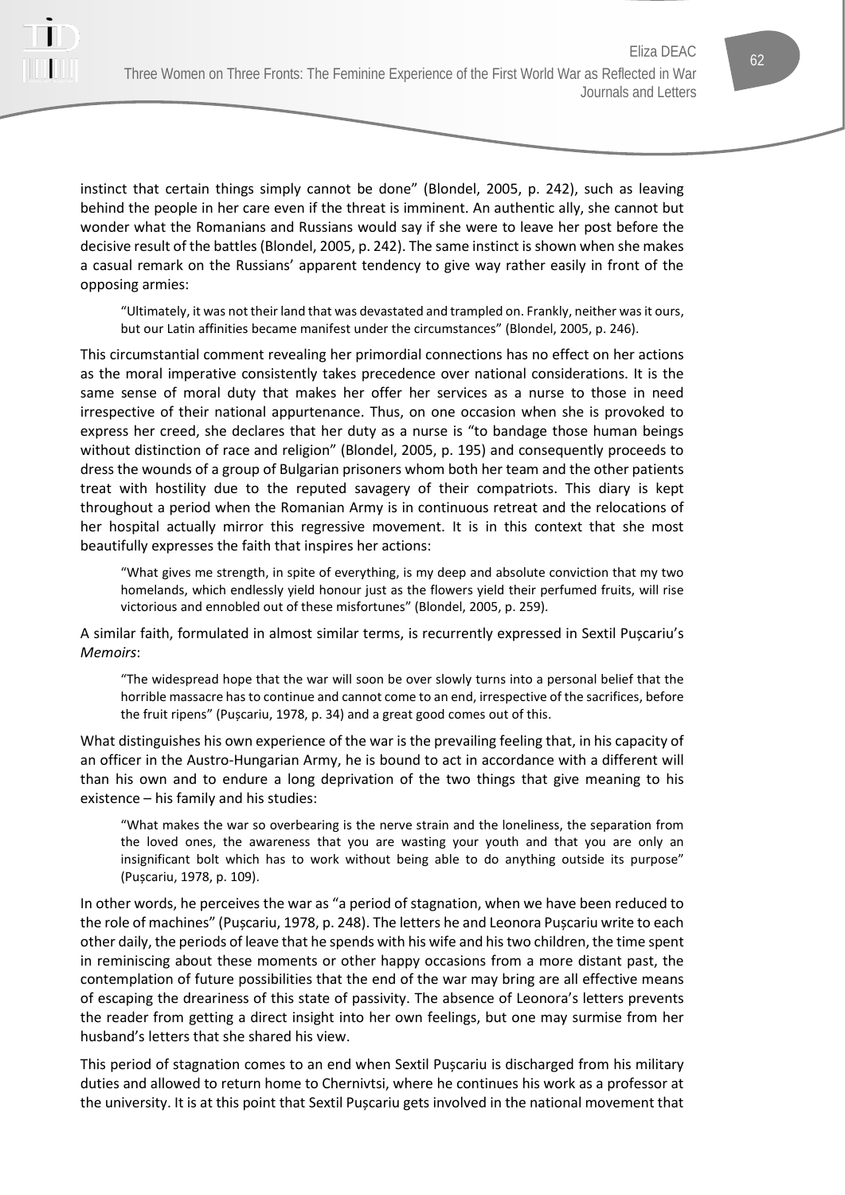instinct that certain things simply cannot be done" (Blondel, 2005, p. 242), such as leaving behind the people in her care even if the threat is imminent. An authentic ally, she cannot but wonder what the Romanians and Russians would say if she were to leave her post before the decisive result of the battles (Blondel, 2005, p. 242). The same instinct is shown when she makes a casual remark on the Russians' apparent tendency to give way rather easily in front of the opposing armies:

> "Ultimately, it was not their land that was devastated and trampled on. Frankly, neither was it ours, but our Latin affinities became manifest under the circumstances" (Blondel, 2005, p. 246).

This circumstantial comment revealing her primordial connections has no effect on her actions as the moral imperative consistently takes precedence over national considerations. It is the same sense of moral duty that makes her offer her services as a nurse to those in need irrespective of their national appurtenance. Thus, on one occasion when she is provoked to express her creed, she declares that her duty as a nurse is "to bandage those human beings without distinction of race and religion" (Blondel, 2005, p. 195) and consequently proceeds to dress the wounds of a group of Bulgarian prisoners whom both her team and the other patients treat with hostility due to the reputed savagery of their compatriots. This diary is kept throughout a period when the Romanian Army is in continuous retreat and the relocations of her hospital actually mirror this regressive movement. It is in this context that she most beautifully expresses the faith that inspires her actions:

> "What gives me strength, in spite of everything, is my deep and absolute conviction that my two homelands, which endlessly yield honour just as the flowers yield their perfumed fruits, will rise victorious and ennobled out of these misfortunes" (Blondel, 2005, p. 259).

A similar faith, formulated in almost similar terms, is recurrently expressed in Sextil Pușcariu's *Memoirs*:

> "The widespread hope that the war will soon be over slowly turns into a personal belief that the horrible massacre has to continue and cannot come to an end, irrespective of the sacrifices, before the fruit ripens" (Pușcariu, 1978, p. 34) and a great good comes out of this.

What distinguishes his own experience of the war is the prevailing feeling that, in his capacity of an officer in the Austro-Hungarian Army, he is bound to act in accordance with a different will than his own and to endure a long deprivation of the two things that give meaning to his existence – his family and his studies:

> "What makes the war so overbearing is the nerve strain and the loneliness, the separation from the loved ones, the awareness that you are wasting your youth and that you are only an insignificant bolt which has to work without being able to do anything outside its purpose" (Pușcariu, 1978, p. 109).

In other words, he perceives the war as "a period of stagnation, when we have been reduced to the role of machines" (Pușcariu, 1978, p. 248). The letters he and Leonora Pușcariu write to each other daily, the periods of leave that he spends with his wife and his two children, the time spent in reminiscing about these moments or other happy occasions from a more distant past, the contemplation of future possibilities that the end of the war may bring are all effective means of escaping the dreariness of this state of passivity. The absence of Leonora's letters prevents the reader from getting a direct insight into her own feelings, but one may surmise from her husband's letters that she shared his view.

This period of stagnation comes to an end when Sextil Pușcariu is discharged from his military duties and allowed to return home to Chernivtsi, where he continues his work as a professor at the university. It is at this point that Sextil Pușcariu gets involved in the national movement that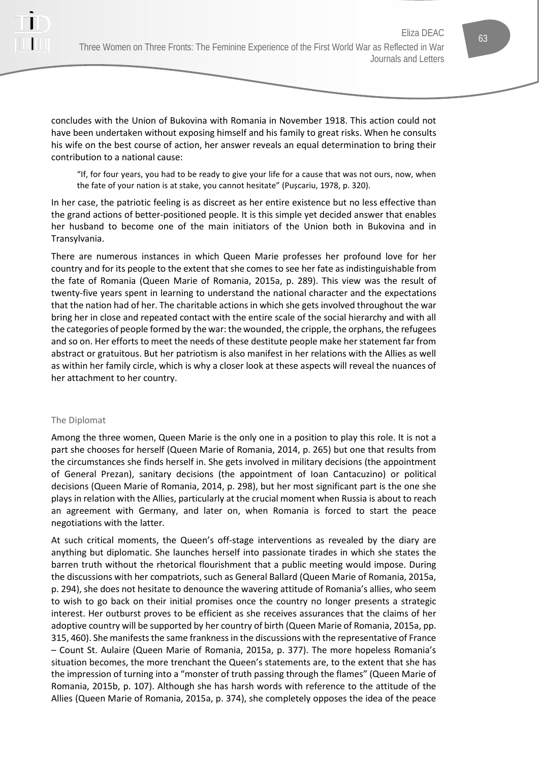concludes with the Union of Bukovina with Romania in November 1918. This action could not have been undertaken without exposing himself and his family to great risks. When he consults his wife on the best course of action, her answer reveals an equal determination to bring their contribution to a national cause:

> "If, for four years, you had to be ready to give your life for a cause that was not ours, now, when the fate of your nation is at stake, you cannot hesitate" (Pușcariu, 1978, p. 320).

In her case, the patriotic feeling is as discreet as her entire existence but no less effective than the grand actions of better-positioned people. It is this simple yet decided answer that enables her husband to become one of the main initiators of the Union both in Bukovina and in Transylvania.

There are numerous instances in which Queen Marie professes her profound love for her country and for its people to the extent that she comes to see her fate as indistinguishable from the fate of Romania (Queen Marie of Romania, 2015a, p. 289). This view was the result of twenty-five years spent in learning to understand the national character and the expectations that the nation had of her. The charitable actions in which she gets involved throughout the war bring her in close and repeated contact with the entire scale of the social hierarchy and with all the categories of people formed by the war: the wounded, the cripple, the orphans, the refugees and so on. Her efforts to meet the needs of these destitute people make her statement far from abstract or gratuitous. But her patriotism is also manifest in her relations with the Allies as well as within her family circle, which is why a closer look at these aspects will reveal the nuances of her attachment to her country.

### The Diplomat

Among the three women, Queen Marie is the only one in a position to play this role. It is not a part she chooses for herself (Queen Marie of Romania, 2014, p. 265) but one that results from the circumstances she finds herself in. She gets involved in military decisions (the appointment of General Prezan), sanitary decisions (the appointment of Ioan Cantacuzino) or political decisions (Queen Marie of Romania, 2014, p. 298), but her most significant part is the one she plays in relation with the Allies, particularly at the crucial moment when Russia is about to reach an agreement with Germany, and later on, when Romania is forced to start the peace negotiations with the latter.

At such critical moments, the Queen's off-stage interventions as revealed by the diary are anything but diplomatic. She launches herself into passionate tirades in which she states the barren truth without the rhetorical flourishment that a public meeting would impose. During the discussions with her compatriots, such as General Ballard (Queen Marie of Romania, 2015a, p. 294), she does not hesitate to denounce the wavering attitude of Romania's allies, who seem to wish to go back on their initial promises once the country no longer presents a strategic interest. Her outburst proves to be efficient as she receives assurances that the claims of her adoptive country will be supported by her country of birth (Queen Marie of Romania, 2015a, pp. 315, 460). She manifests the same frankness in the discussions with the representative of France – Count St. Aulaire (Queen Marie of Romania, 2015a, p. 377). The more hopeless Romania's situation becomes, the more trenchant the Queen's statements are, to the extent that she has the impression of turning into a "monster of truth passing through the flames" (Queen Marie of Romania, 2015b, p. 107). Although she has harsh words with reference to the attitude of the Allies (Queen Marie of Romania, 2015a, p. 374), she completely opposes the idea of the peace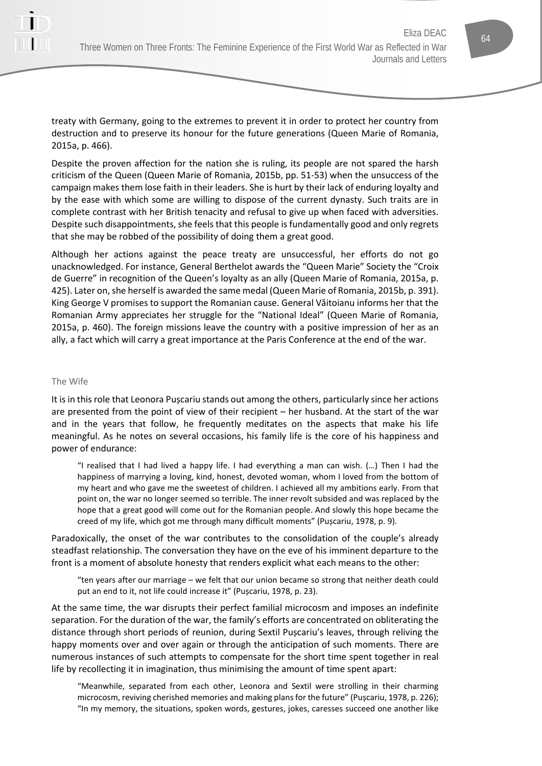treaty with Germany, going to the extremes to prevent it in order to protect her country from destruction and to preserve its honour for the future generations (Queen Marie of Romania, 2015a, p. 466).

Despite the proven affection for the nation she is ruling, its people are not spared the harsh criticism of the Queen (Queen Marie of Romania, 2015b, pp. 51-53) when the unsuccess of the campaign makes them lose faith in their leaders. She is hurt by their lack of enduring loyalty and by the ease with which some are willing to dispose of the current dynasty. Such traits are in complete contrast with her British tenacity and refusal to give up when faced with adversities. Despite such disappointments, she feels that this people is fundamentally good and only regrets that she may be robbed of the possibility of doing them a great good.

Although her actions against the peace treaty are unsuccessful, her efforts do not go unacknowledged. For instance, General Berthelot awards the "Queen Marie" Society the "Croix de Guerre" in recognition of the Queen's loyalty as an ally (Queen Marie of Romania, 2015a, p. 425). Later on, she herself is awarded the same medal (Queen Marie of Romania, 2015b, p. 391). King George V promises to support the Romanian cause. General Văitoianu informs her that the Romanian Army appreciates her struggle for the "National Ideal" (Queen Marie of Romania, 2015a, p. 460). The foreign missions leave the country with a positive impression of her as an ally, a fact which will carry a great importance at the Paris Conference at the end of the war.

### The Wife

It is in this role that Leonora Pușcariu stands out among the others, particularly since her actions are presented from the point of view of their recipient – her husband. At the start of the war and in the years that follow, he frequently meditates on the aspects that make his life meaningful. As he notes on several occasions, his family life is the core of his happiness and power of endurance:

> "I realised that I had lived a happy life. I had everything a man can wish. (…) Then I had the happiness of marrying a loving, kind, honest, devoted woman, whom I loved from the bottom of my heart and who gave me the sweetest of children. I achieved all my ambitions early. From that point on, the war no longer seemed so terrible. The inner revolt subsided and was replaced by the hope that a great good will come out for the Romanian people. And slowly this hope became the creed of my life, which got me through many difficult moments" (Pușcariu, 1978, p. 9).

Paradoxically, the onset of the war contributes to the consolidation of the couple's already steadfast relationship. The conversation they have on the eve of his imminent departure to the front is a moment of absolute honesty that renders explicit what each means to the other:

> "ten years after our marriage – we felt that our union became so strong that neither death could put an end to it, not life could increase it" (Pușcariu, 1978, p. 23).

At the same time, the war disrupts their perfect familial microcosm and imposes an indefinite separation. For the duration of the war, the family's efforts are concentrated on obliterating the distance through short periods of reunion, during Sextil Pușcariu's leaves, through reliving the happy moments over and over again or through the anticipation of such moments. There are numerous instances of such attempts to compensate for the short time spent together in real life by recollecting it in imagination, thus minimising the amount of time spent apart:

> "Meanwhile, separated from each other, Leonora and Sextil were strolling in their charming microcosm, reviving cherished memories and making plans for the future" (Pușcariu, 1978, p. 226); "In my memory, the situations, spoken words, gestures, jokes, caresses succeed one another like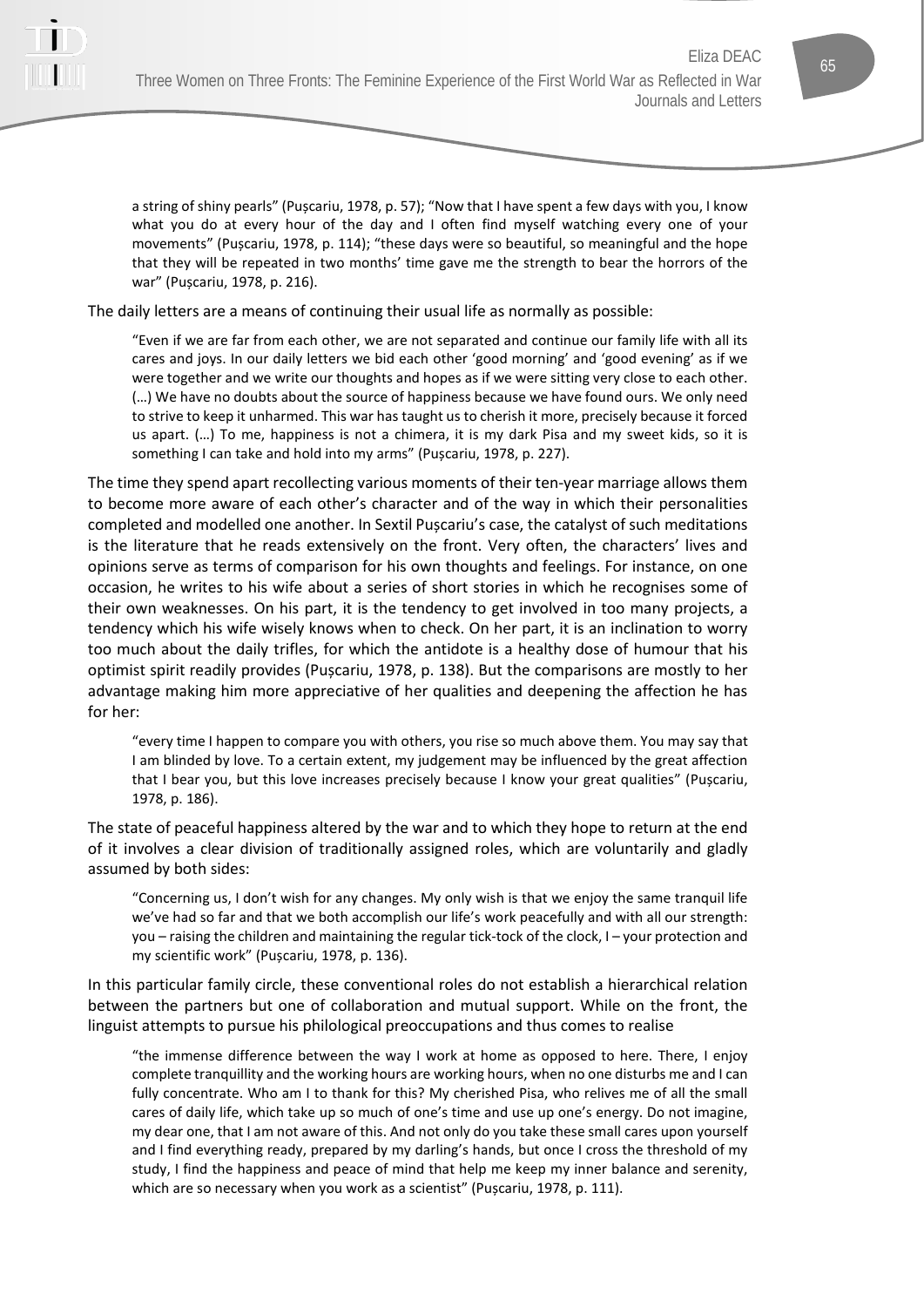> a string of shiny pearls" (Pușcariu, 1978, p. 57); "Now that I have spent a few days with you, I know what you do at every hour of the day and I often find myself watching every one of your movements" (Pușcariu, 1978, p. 114); "these days were so beautiful, so meaningful and the hope that they will be repeated in two months' time gave me the strength to bear the horrors of the war" (Pușcariu, 1978, p. 216).

The daily letters are a means of continuing their usual life as normally as possible:

> "Even if we are far from each other, we are not separated and continue our family life with all its cares and joys. In our daily letters we bid each other 'good morning' and 'good evening' as if we were together and we write our thoughts and hopes as if we were sitting very close to each other. (…) We have no doubts about the source of happiness because we have found ours. We only need to strive to keep it unharmed. This war has taught us to cherish it more, precisely because it forced us apart. (…) To me, happiness is not a chimera, it is my dark Pisa and my sweet kids, so it is something I can take and hold into my arms" (Pușcariu, 1978, p. 227).

The time they spend apart recollecting various moments of their ten-year marriage allows them to become more aware of each other's character and of the way in which their personalities completed and modelled one another. In Sextil Pușcariu's case, the catalyst of such meditations is the literature that he reads extensively on the front. Very often, the characters' lives and opinions serve as terms of comparison for his own thoughts and feelings. For instance, on one occasion, he writes to his wife about a series of short stories in which he recognises some of their own weaknesses. On his part, it is the tendency to get involved in too many projects, a tendency which his wife wisely knows when to check. On her part, it is an inclination to worry too much about the daily trifles, for which the antidote is a healthy dose of humour that his optimist spirit readily provides (Pușcariu, 1978, p. 138). But the comparisons are mostly to her advantage making him more appreciative of her qualities and deepening the affection he has for her:

> "every time I happen to compare you with others, you rise so much above them. You may say that I am blinded by love. To a certain extent, my judgement may be influenced by the great affection that I bear you, but this love increases precisely because I know your great qualities" (Pușcariu, 1978, p. 186).

The state of peaceful happiness altered by the war and to which they hope to return at the end of it involves a clear division of traditionally assigned roles, which are voluntarily and gladly assumed by both sides:

> "Concerning us, I don't wish for any changes. My only wish is that we enjoy the same tranquil life we've had so far and that we both accomplish our life's work peacefully and with all our strength: you – raising the children and maintaining the regular tick-tock of the clock, I – your protection and my scientific work" (Pușcariu, 1978, p. 136).

In this particular family circle, these conventional roles do not establish a hierarchical relation between the partners but one of collaboration and mutual support. While on the front, the linguist attempts to pursue his philological preoccupations and thus comes to realise

> "the immense difference between the way I work at home as opposed to here. There, I enjoy complete tranquillity and the working hours are working hours, when no one disturbs me and I can fully concentrate. Who am I to thank for this? My cherished Pisa, who relives me of all the small cares of daily life, which take up so much of one's time and use up one's energy. Do not imagine, my dear one, that I am not aware of this. And not only do you take these small cares upon yourself and I find everything ready, prepared by my darling's hands, but once I cross the threshold of my study, I find the happiness and peace of mind that help me keep my inner balance and serenity, which are so necessary when you work as a scientist" (Pușcariu, 1978, p. 111).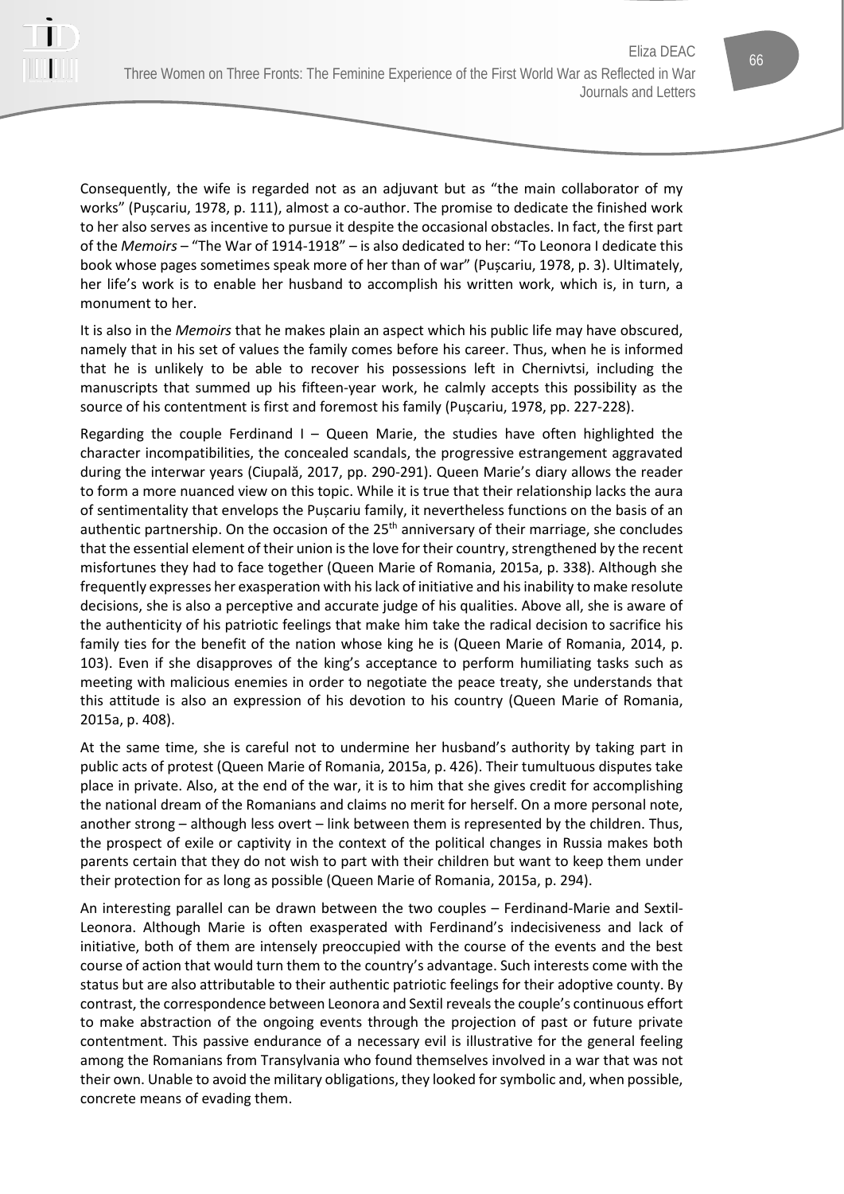Consequently, the wife is regarded not as an adjuvant but as "the main collaborator of my works" (Pușcariu, 1978, p. 111), almost a co-author. The promise to dedicate the finished work to her also serves as incentive to pursue it despite the occasional obstacles. In fact, the first part of the *Memoirs* – "The War of 1914-1918" – is also dedicated to her: "To Leonora I dedicate this book whose pages sometimes speak more of her than of war" (Pușcariu, 1978, p. 3). Ultimately, her life's work is to enable her husband to accomplish his written work, which is, in turn, a monument to her.

It is also in the *Memoirs* that he makes plain an aspect which his public life may have obscured, namely that in his set of values the family comes before his career. Thus, when he is informed that he is unlikely to be able to recover his possessions left in Chernivtsi, including the manuscripts that summed up his fifteen-year work, he calmly accepts this possibility as the source of his contentment is first and foremost his family (Pușcariu, 1978, pp. 227-228).

Regarding the couple Ferdinand I – Queen Marie, the studies have often highlighted the character incompatibilities, the concealed scandals, the progressive estrangement aggravated during the interwar years (Ciupală, 2017, pp. 290-291). Queen Marie's diary allows the reader to form a more nuanced view on this topic. While it is true that their relationship lacks the aura of sentimentality that envelops the Pușcariu family, it nevertheless functions on the basis of an authentic partnership. On the occasion of the 25th anniversary of their marriage, she concludes that the essential element of their union is the love for their country, strengthened by the recent misfortunes they had to face together (Queen Marie of Romania, 2015a, p. 338). Although she frequently expresses her exasperation with his lack of initiative and his inability to make resolute decisions, she is also a perceptive and accurate judge of his qualities. Above all, she is aware of the authenticity of his patriotic feelings that make him take the radical decision to sacrifice his family ties for the benefit of the nation whose king he is (Queen Marie of Romania, 2014, p. 103). Even if she disapproves of the king's acceptance to perform humiliating tasks such as meeting with malicious enemies in order to negotiate the peace treaty, she understands that this attitude is also an expression of his devotion to his country (Queen Marie of Romania, 2015a, p. 408).

At the same time, she is careful not to undermine her husband's authority by taking part in public acts of protest (Queen Marie of Romania, 2015a, p. 426). Their tumultuous disputes take place in private. Also, at the end of the war, it is to him that she gives credit for accomplishing the national dream of the Romanians and claims no merit for herself. On a more personal note, another strong – although less overt – link between them is represented by the children. Thus, the prospect of exile or captivity in the context of the political changes in Russia makes both parents certain that they do not wish to part with their children but want to keep them under their protection for as long as possible (Queen Marie of Romania, 2015a, p. 294).

An interesting parallel can be drawn between the two couples – Ferdinand-Marie and Sextil-Leonora. Although Marie is often exasperated with Ferdinand's indecisiveness and lack of initiative, both of them are intensely preoccupied with the course of the events and the best course of action that would turn them to the country's advantage. Such interests come with the status but are also attributable to their authentic patriotic feelings for their adoptive county. By contrast, the correspondence between Leonora and Sextil reveals the couple's continuous effort to make abstraction of the ongoing events through the projection of past or future private contentment. This passive endurance of a necessary evil is illustrative for the general feeling among the Romanians from Transylvania who found themselves involved in a war that was not their own. Unable to avoid the military obligations, they looked for symbolic and, when possible, concrete means of evading them.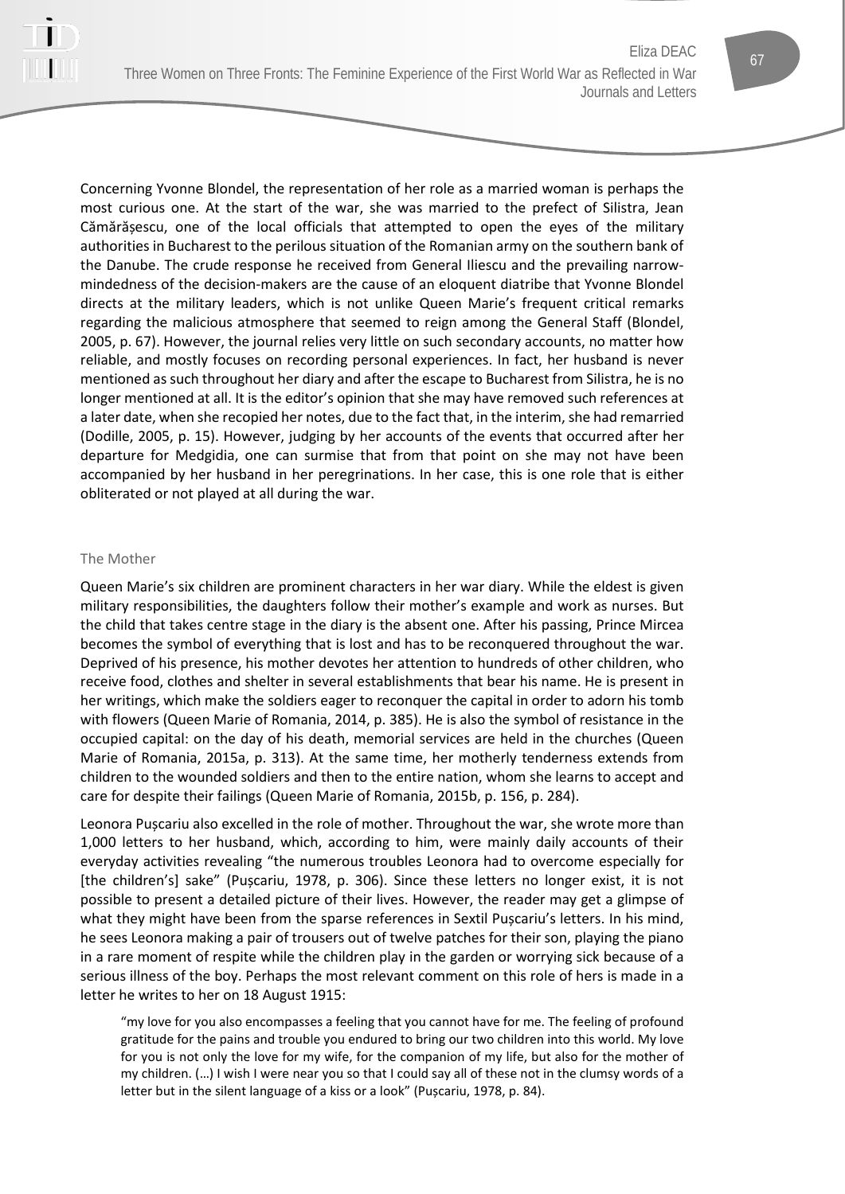Concerning Yvonne Blondel, the representation of her role as a married woman is perhaps the most curious one. At the start of the war, she was married to the prefect of Silistra, Jean Cămărășescu, one of the local officials that attempted to open the eyes of the military authorities in Bucharest to the perilous situation of the Romanian army on the southern bank of the Danube. The crude response he received from General Iliescu and the prevailing narrow-mindedness of the decision-makers are the cause of an eloquent diatribe that Yvonne Blondel directs at the military leaders, which is not unlike Queen Marie's frequent critical remarks regarding the malicious atmosphere that seemed to reign among the General Staff (Blondel, 2005, p. 67). However, the journal relies very little on such secondary accounts, no matter how reliable, and mostly focuses on recording personal experiences. In fact, her husband is never mentioned as such throughout her diary and after the escape to Bucharest from Silistra, he is no longer mentioned at all. It is the editor's opinion that she may have removed such references at a later date, when she recopied her notes, due to the fact that, in the interim, she had remarried (Dodille, 2005, p. 15). However, judging by her accounts of the events that occurred after her departure for Medgidia, one can surmise that from that point on she may not have been accompanied by her husband in her peregrinations. In her case, this is one role that is either obliterated or not played at all during the war.

### The Mother

Queen Marie's six children are prominent characters in her war diary. While the eldest is given military responsibilities, the daughters follow their mother's example and work as nurses. But the child that takes centre stage in the diary is the absent one. After his passing, Prince Mircea becomes the symbol of everything that is lost and has to be reconquered throughout the war. Deprived of his presence, his mother devotes her attention to hundreds of other children, who receive food, clothes and shelter in several establishments that bear his name. He is present in her writings, which make the soldiers eager to reconquer the capital in order to adorn his tomb with flowers (Queen Marie of Romania, 2014, p. 385). He is also the symbol of resistance in the occupied capital: on the day of his death, memorial services are held in the churches (Queen Marie of Romania, 2015a, p. 313). At the same time, her motherly tenderness extends from children to the wounded soldiers and then to the entire nation, whom she learns to accept and care for despite their failings (Queen Marie of Romania, 2015b, p. 156, p. 284).

Leonora Pușcariu also excelled in the role of mother. Throughout the war, she wrote more than 1,000 letters to her husband, which, according to him, were mainly daily accounts of their everyday activities revealing "the numerous troubles Leonora had to overcome especially for [the children's] sake" (Pușcariu, 1978, p. 306). Since these letters no longer exist, it is not possible to present a detailed picture of their lives. However, the reader may get a glimpse of what they might have been from the sparse references in Sextil Pușcariu's letters. In his mind, he sees Leonora making a pair of trousers out of twelve patches for their son, playing the piano in a rare moment of respite while the children play in the garden or worrying sick because of a serious illness of the boy. Perhaps the most relevant comment on this role of hers is made in a letter he writes to her on 18 August 1915:

> "my love for you also encompasses a feeling that you cannot have for me. The feeling of profound gratitude for the pains and trouble you endured to bring our two children into this world. My love for you is not only the love for my wife, for the companion of my life, but also for the mother of my children. (…) I wish I were near you so that I could say all of these not in the clumsy words of a letter but in the silent language of a kiss or a look" (Pușcariu, 1978, p. 84).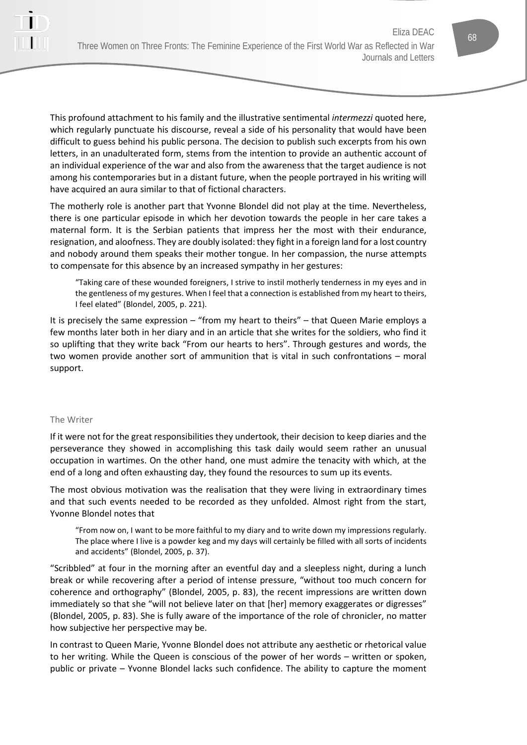This profound attachment to his family and the illustrative sentimental *intermezzi* quoted here, which regularly punctuate his discourse, reveal a side of his personality that would have been difficult to guess behind his public persona. The decision to publish such excerpts from his own letters, in an unadulterated form, stems from the intention to provide an authentic account of an individual experience of the war and also from the awareness that the target audience is not among his contemporaries but in a distant future, when the people portrayed in his writing will have acquired an aura similar to that of fictional characters.

The motherly role is another part that Yvonne Blondel did not play at the time. Nevertheless, there is one particular episode in which her devotion towards the people in her care takes a maternal form. It is the Serbian patients that impress her the most with their endurance, resignation, and aloofness. They are doubly isolated: they fight in a foreign land for a lost country and nobody around them speaks their mother tongue. In her compassion, the nurse attempts to compensate for this absence by an increased sympathy in her gestures:

> "Taking care of these wounded foreigners, I strive to instil motherly tenderness in my eyes and in the gentleness of my gestures. When I feel that a connection is established from my heart to theirs, I feel elated" (Blondel, 2005, p. 221).

It is precisely the same expression – "from my heart to theirs" – that Queen Marie employs a few months later both in her diary and in an article that she writes for the soldiers, who find it so uplifting that they write back "From our hearts to hers". Through gestures and words, the two women provide another sort of ammunition that is vital in such confrontations – moral support.

### The Writer

If it were not for the great responsibilities they undertook, their decision to keep diaries and the perseverance they showed in accomplishing this task daily would seem rather an unusual occupation in wartimes. On the other hand, one must admire the tenacity with which, at the end of a long and often exhausting day, they found the resources to sum up its events.

The most obvious motivation was the realisation that they were living in extraordinary times and that such events needed to be recorded as they unfolded. Almost right from the start, Yvonne Blondel notes that

> "From now on, I want to be more faithful to my diary and to write down my impressions regularly. The place where I live is a powder keg and my days will certainly be filled with all sorts of incidents and accidents" (Blondel, 2005, p. 37).

"Scribbled" at four in the morning after an eventful day and a sleepless night, during a lunch break or while recovering after a period of intense pressure, "without too much concern for coherence and orthography" (Blondel, 2005, p. 83), the recent impressions are written down immediately so that she "will not believe later on that [her] memory exaggerates or digresses" (Blondel, 2005, p. 83). She is fully aware of the importance of the role of chronicler, no matter how subjective her perspective may be.

In contrast to Queen Marie, Yvonne Blondel does not attribute any aesthetic or rhetorical value to her writing. While the Queen is conscious of the power of her words – written or spoken, public or private – Yvonne Blondel lacks such confidence. The ability to capture the moment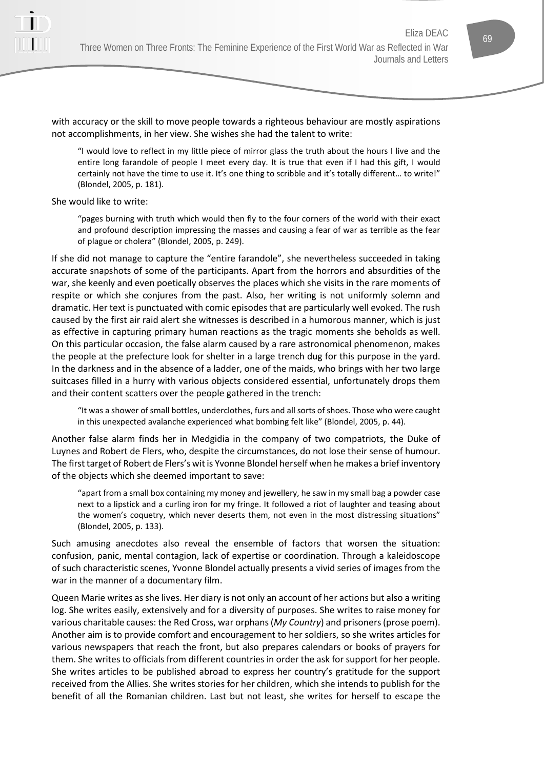with accuracy or the skill to move people towards a righteous behaviour are mostly aspirations not accomplishments, in her view. She wishes she had the talent to write:

> "I would love to reflect in my little piece of mirror glass the truth about the hours I live and the entire long farandole of people I meet every day. It is true that even if I had this gift, I would certainly not have the time to use it. It's one thing to scribble and it's totally different… to write!" (Blondel, 2005, p. 181).

She would like to write:

> "pages burning with truth which would then fly to the four corners of the world with their exact and profound description impressing the masses and causing a fear of war as terrible as the fear of plague or cholera" (Blondel, 2005, p. 249).

If she did not manage to capture the "entire farandole", she nevertheless succeeded in taking accurate snapshots of some of the participants. Apart from the horrors and absurdities of the war, she keenly and even poetically observes the places which she visits in the rare moments of respite or which she conjures from the past. Also, her writing is not uniformly solemn and dramatic. Her text is punctuated with comic episodes that are particularly well evoked. The rush caused by the first air raid alert she witnesses is described in a humorous manner, which is just as effective in capturing primary human reactions as the tragic moments she beholds as well. On this particular occasion, the false alarm caused by a rare astronomical phenomenon, makes the people at the prefecture look for shelter in a large trench dug for this purpose in the yard. In the darkness and in the absence of a ladder, one of the maids, who brings with her two large suitcases filled in a hurry with various objects considered essential, unfortunately drops them and their content scatters over the people gathered in the trench:

> "It was a shower of small bottles, underclothes, furs and all sorts of shoes. Those who were caught in this unexpected avalanche experienced what bombing felt like" (Blondel, 2005, p. 44).

Another false alarm finds her in Medgidia in the company of two compatriots, the Duke of Luynes and Robert de Flers, who, despite the circumstances, do not lose their sense of humour. The first target of Robert de Flers's wit is Yvonne Blondel herself when he makes a brief inventory of the objects which she deemed important to save:

> "apart from a small box containing my money and jewellery, he saw in my small bag a powder case next to a lipstick and a curling iron for my fringe. It followed a riot of laughter and teasing about the women's coquetry, which never deserts them, not even in the most distressing situations" (Blondel, 2005, p. 133).

Such amusing anecdotes also reveal the ensemble of factors that worsen the situation: confusion, panic, mental contagion, lack of expertise or coordination. Through a kaleidoscope of such characteristic scenes, Yvonne Blondel actually presents a vivid series of images from the war in the manner of a documentary film.

Queen Marie writes as she lives. Her diary is not only an account of her actions but also a writing log. She writes easily, extensively and for a diversity of purposes. She writes to raise money for various charitable causes: the Red Cross, war orphans (*My Country*) and prisoners (prose poem). Another aim is to provide comfort and encouragement to her soldiers, so she writes articles for various newspapers that reach the front, but also prepares calendars or books of prayers for them. She writes to officials from different countries in order the ask for support for her people. She writes articles to be published abroad to express her country's gratitude for the support received from the Allies. She writes stories for her children, which she intends to publish for the benefit of all the Romanian children. Last but not least, she writes for herself to escape the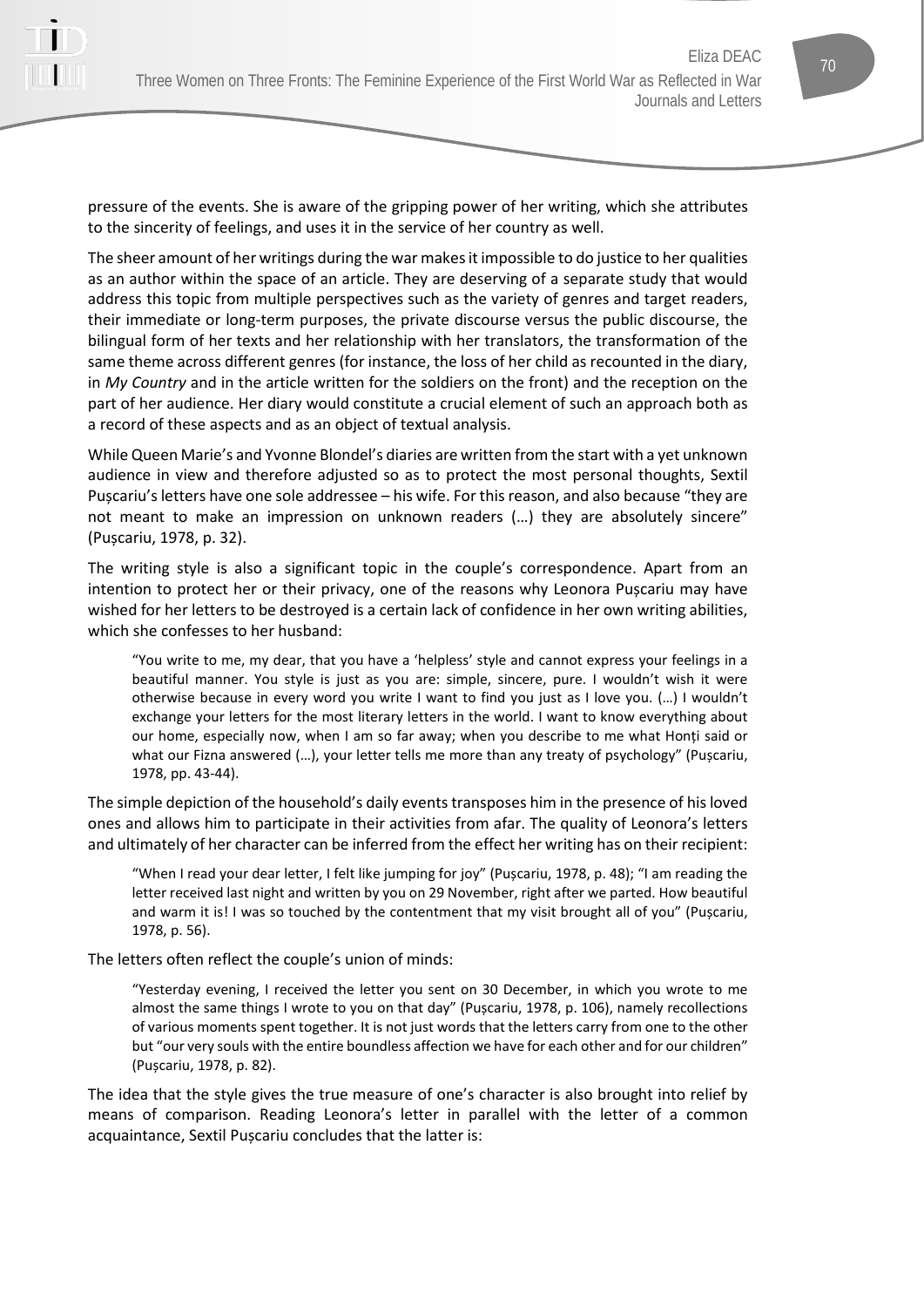pressure of the events. She is aware of the gripping power of her writing, which she attributes to the sincerity of feelings, and uses it in the service of her country as well.

The sheer amount of her writings during the war makes it impossible to do justice to her qualities as an author within the space of an article. They are deserving of a separate study that would address this topic from multiple perspectives such as the variety of genres and target readers, their immediate or long-term purposes, the private discourse versus the public discourse, the bilingual form of her texts and her relationship with her translators, the transformation of the same theme across different genres (for instance, the loss of her child as recounted in the diary, in *My Country* and in the article written for the soldiers on the front) and the reception on the part of her audience. Her diary would constitute a crucial element of such an approach both as a record of these aspects and as an object of textual analysis.

While Queen Marie's and Yvonne Blondel's diaries are written from the start with a yet unknown audience in view and therefore adjusted so as to protect the most personal thoughts, Sextil Pușcariu's letters have one sole addressee – his wife. For this reason, and also because "they are not meant to make an impression on unknown readers (…) they are absolutely sincere" (Pușcariu, 1978, p. 32).

The writing style is also a significant topic in the couple's correspondence. Apart from an intention to protect her or their privacy, one of the reasons why Leonora Pușcariu may have wished for her letters to be destroyed is a certain lack of confidence in her own writing abilities, which she confesses to her husband:

> "You write to me, my dear, that you have a 'helpless' style and cannot express your feelings in a beautiful manner. You style is just as you are: simple, sincere, pure. I wouldn't wish it were otherwise because in every word you write I want to find you just as I love you. (…) I wouldn't exchange your letters for the most literary letters in the world. I want to know everything about our home, especially now, when I am so far away; when you describe to me what Honți said or what our Fizna answered (…), your letter tells me more than any treaty of psychology" (Pușcariu, 1978, pp. 43-44).

The simple depiction of the household's daily events transposes him in the presence of his loved ones and allows him to participate in their activities from afar. The quality of Leonora's letters and ultimately of her character can be inferred from the effect her writing has on their recipient:

> "When I read your dear letter, I felt like jumping for joy" (Pușcariu, 1978, p. 48); "I am reading the letter received last night and written by you on 29 November, right after we parted. How beautiful and warm it is! I was so touched by the contentment that my visit brought all of you" (Pușcariu, 1978, p. 56).

The letters often reflect the couple's union of minds:

> "Yesterday evening, I received the letter you sent on 30 December, in which you wrote to me almost the same things I wrote to you on that day" (Pușcariu, 1978, p. 106), namely recollections of various moments spent together. It is not just words that the letters carry from one to the other but "our very souls with the entire boundless affection we have for each other and for our children" (Pușcariu, 1978, p. 82).

The idea that the style gives the true measure of one's character is also brought into relief by means of comparison. Reading Leonora's letter in parallel with the letter of a common acquaintance, Sextil Pușcariu concludes that the latter is: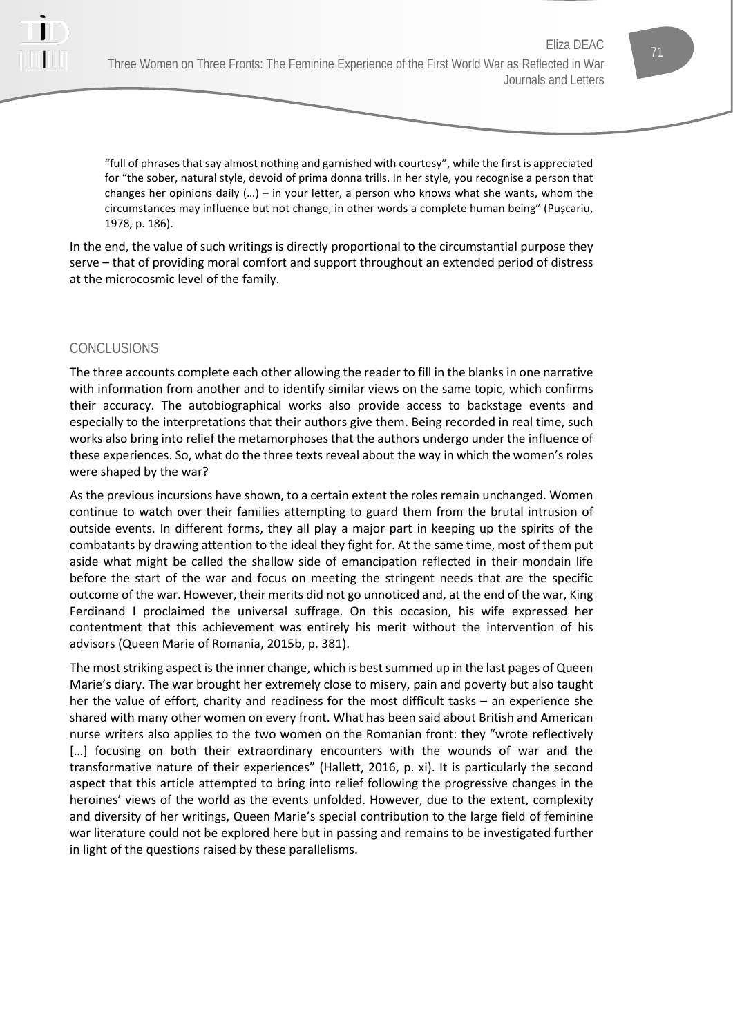> "full of phrases that say almost nothing and garnished with courtesy", while the first is appreciated for "the sober, natural style, devoid of prima donna trills. In her style, you recognise a person that changes her opinions daily (…) – in your letter, a person who knows what she wants, whom the circumstances may influence but not change, in other words a complete human being" (Pușcariu, 1978, p. 186).

In the end, the value of such writings is directly proportional to the circumstantial purpose they serve – that of providing moral comfort and support throughout an extended period of distress at the microcosmic level of the family.

## CONCLUSIONS

The three accounts complete each other allowing the reader to fill in the blanks in one narrative with information from another and to identify similar views on the same topic, which confirms their accuracy. The autobiographical works also provide access to backstage events and especially to the interpretations that their authors give them. Being recorded in real time, such works also bring into relief the metamorphoses that the authors undergo under the influence of these experiences. So, what do the three texts reveal about the way in which the women's roles were shaped by the war?

As the previous incursions have shown, to a certain extent the roles remain unchanged. Women continue to watch over their families attempting to guard them from the brutal intrusion of outside events. In different forms, they all play a major part in keeping up the spirits of the combatants by drawing attention to the ideal they fight for. At the same time, most of them put aside what might be called the shallow side of emancipation reflected in their mondain life before the start of the war and focus on meeting the stringent needs that are the specific outcome of the war. However, their merits did not go unnoticed and, at the end of the war, King Ferdinand I proclaimed the universal suffrage. On this occasion, his wife expressed her contentment that this achievement was entirely his merit without the intervention of his advisors (Queen Marie of Romania, 2015b, p. 381).

The most striking aspect is the inner change, which is best summed up in the last pages of Queen Marie's diary. The war brought her extremely close to misery, pain and poverty but also taught her the value of effort, charity and readiness for the most difficult tasks – an experience she shared with many other women on every front. What has been said about British and American nurse writers also applies to the two women on the Romanian front: they "wrote reflectively […] focusing on both their extraordinary encounters with the wounds of war and the transformative nature of their experiences" (Hallett, 2016, p. xi). It is particularly the second aspect that this article attempted to bring into relief following the progressive changes in the heroines' views of the world as the events unfolded. However, due to the extent, complexity and diversity of her writings, Queen Marie's special contribution to the large field of feminine war literature could not be explored here but in passing and remains to be investigated further in light of the questions raised by these parallelisms.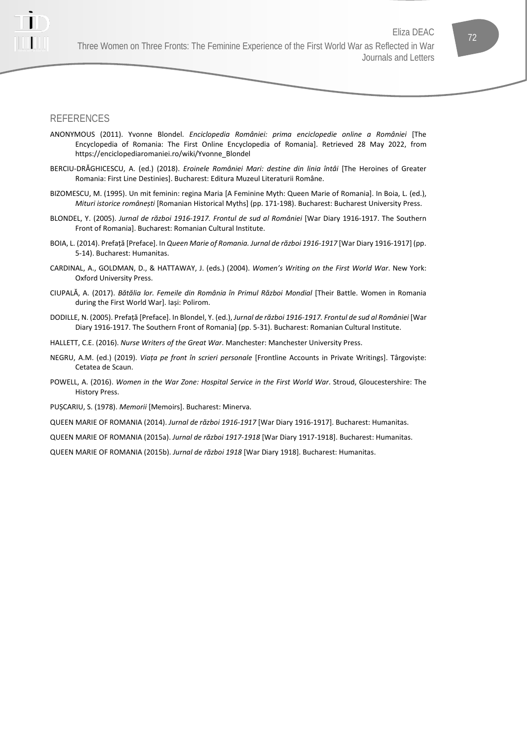## REFERENCES

ANONYMOUS (2011). Yvonne Blondel. *Enciclopedia României: prima enciclopedie online a României* [The Encyclopedia of Romania: The First Online Encyclopedia of Romania]. Retrieved 28 May 2022, from https://enciclopediaromaniei.ro/wiki/Yvonne_Blondel

BERCIU-DRĂGHICESCU, A. (ed.) (2018). *Eroinele României Mari: destine din linia întâi* [The Heroines of Greater Romania: First Line Destinies]. Bucharest: Editura Muzeul Literaturii Române.

BIZOMESCU, M. (1995). Un mit feminin: regina Maria [A Feminine Myth: Queen Marie of Romania]. In Boia, L. (ed.), *Mituri istorice românești* [Romanian Historical Myths] (pp. 171-198). Bucharest: Bucharest University Press.

BLONDEL, Y. (2005). *Jurnal de război 1916-1917. Frontul de sud al României* [War Diary 1916-1917. The Southern Front of Romania]. Bucharest: Romanian Cultural Institute.

BOIA, L. (2014). Prefață [Preface]. In *Queen Marie of Romania. Jurnal de război 1916-1917* [War Diary 1916-1917] (pp. 5-14). Bucharest: Humanitas.

CARDINAL, A., GOLDMAN, D., & HATTAWAY, J. (eds.) (2004). *Women's Writing on the First World War*. New York: Oxford University Press.

CIUPALĂ, A. (2017). *Bătălia lor. Femeile din România în Primul Război Mondial* [Their Battle. Women in Romania during the First World War]. Iași: Polirom.

DODILLE, N. (2005). Prefață [Preface]. In Blondel, Y. (ed.), *Jurnal de război 1916-1917. Frontul de sud al României* [War Diary 1916-1917. The Southern Front of Romania] (pp. 5-31). Bucharest: Romanian Cultural Institute.

HALLETT, C.E. (2016). *Nurse Writers of the Great War*. Manchester: Manchester University Press.

NEGRU, A.M. (ed.) (2019). *Viața pe front în scrieri personale* [Frontline Accounts in Private Writings]. Târgoviște: Cetatea de Scaun.

POWELL, A. (2016). *Women in the War Zone: Hospital Service in the First World War*. Stroud, Gloucestershire: The History Press.

PUȘCARIU, S. (1978). *Memorii* [Memoirs]. Bucharest: Minerva.

QUEEN MARIE OF ROMANIA (2014). *Jurnal de război 1916-1917* [War Diary 1916-1917]. Bucharest: Humanitas.

QUEEN MARIE OF ROMANIA (2015a). *Jurnal de război 1917-1918* [War Diary 1917-1918]. Bucharest: Humanitas.

QUEEN MARIE OF ROMANIA (2015b). *Jurnal de război 1918* [War Diary 1918]. Bucharest: Humanitas.